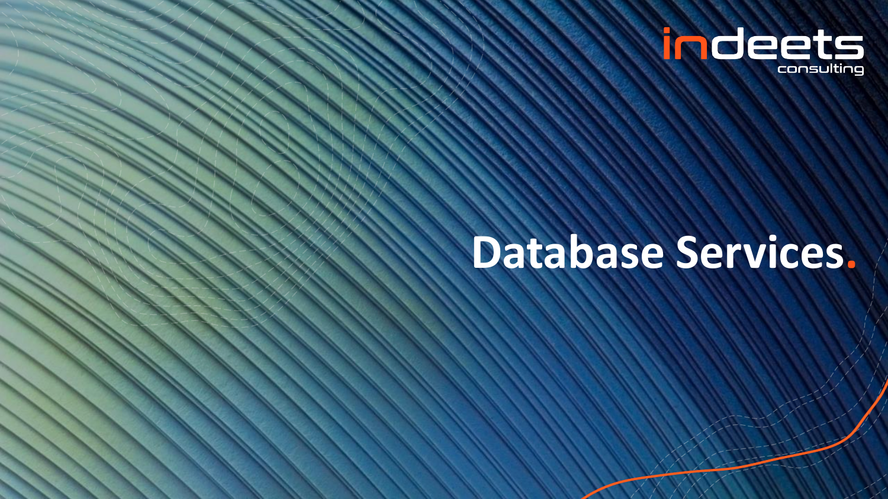indeets consulting

# Database Services.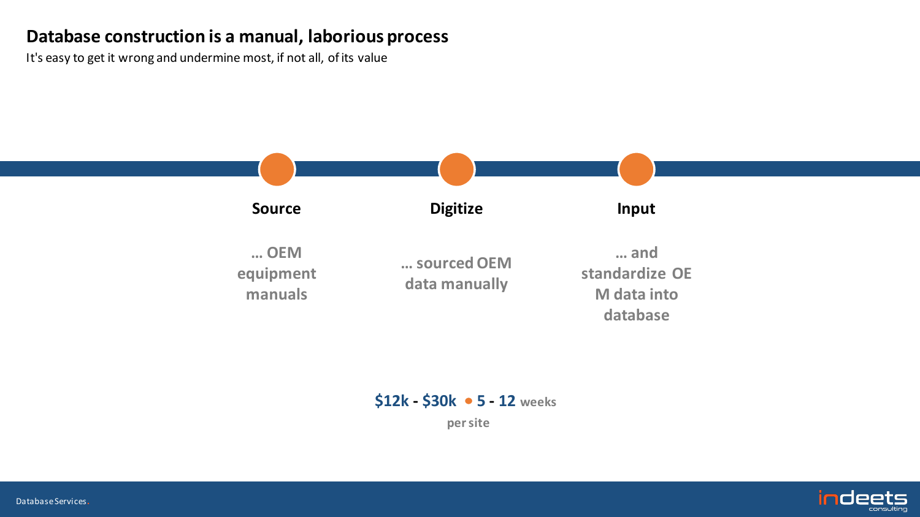# Database construction is a manual, laborious process

It's easy to get it wrong and undermine most, if not all, of its value

**Source**

**… OEM equipment manuals**

**Digitize**

**… sourced OEM data manually**

**Input**

**… and standardize OEM data into database**

**$12k - $30k • 5 - 12 weeks**

**per site**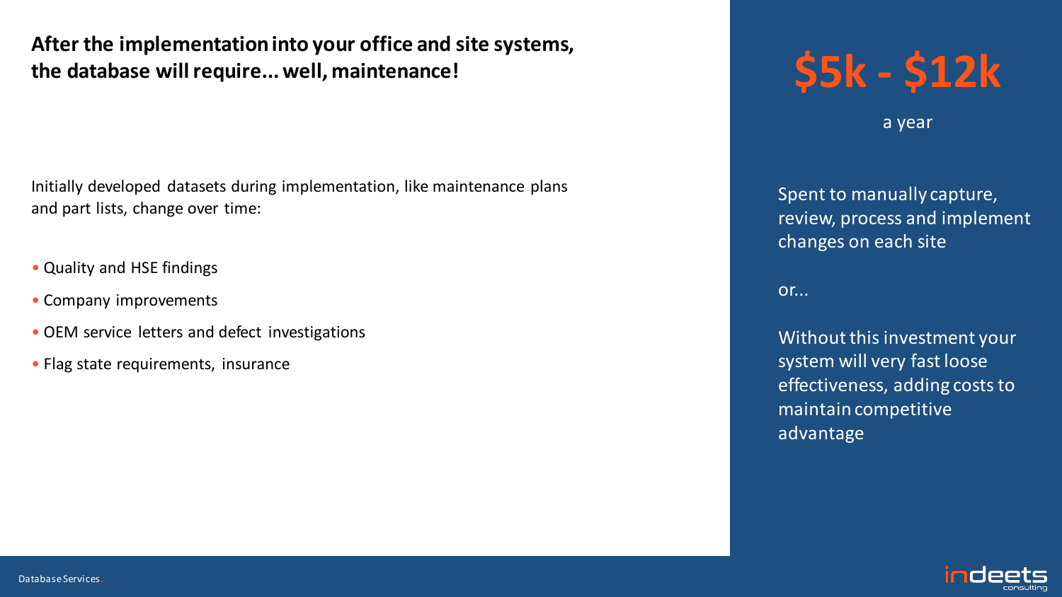**After the implementation into your office and site systems, the database will require... well, maintenance!**

Initially developed datasets during implementation, like maintenance plans and part lists, change over time:

- Quality and HSE findings
- Company improvements
- OEM service letters and defect investigations
- Flag state requirements, insurance

# $5k - $12k

a year

Spent to manually capture, review, process and implement changes on each site

or...

Without this investment your system will very fast loose effectiveness, adding costs to maintain competitive advantage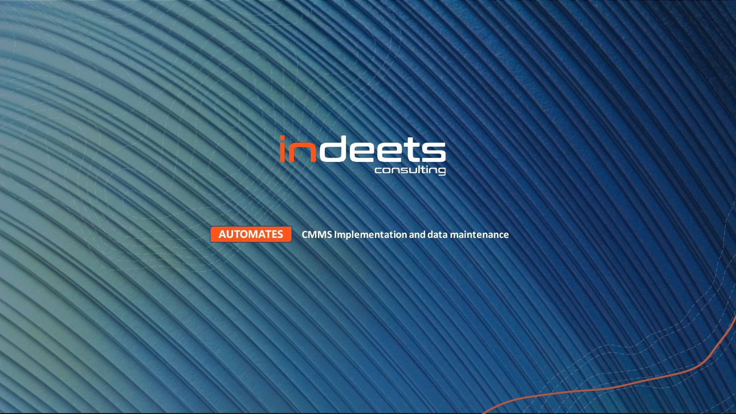indeets consulting

**AUTOMATES** CMMS Implementation and data maintenance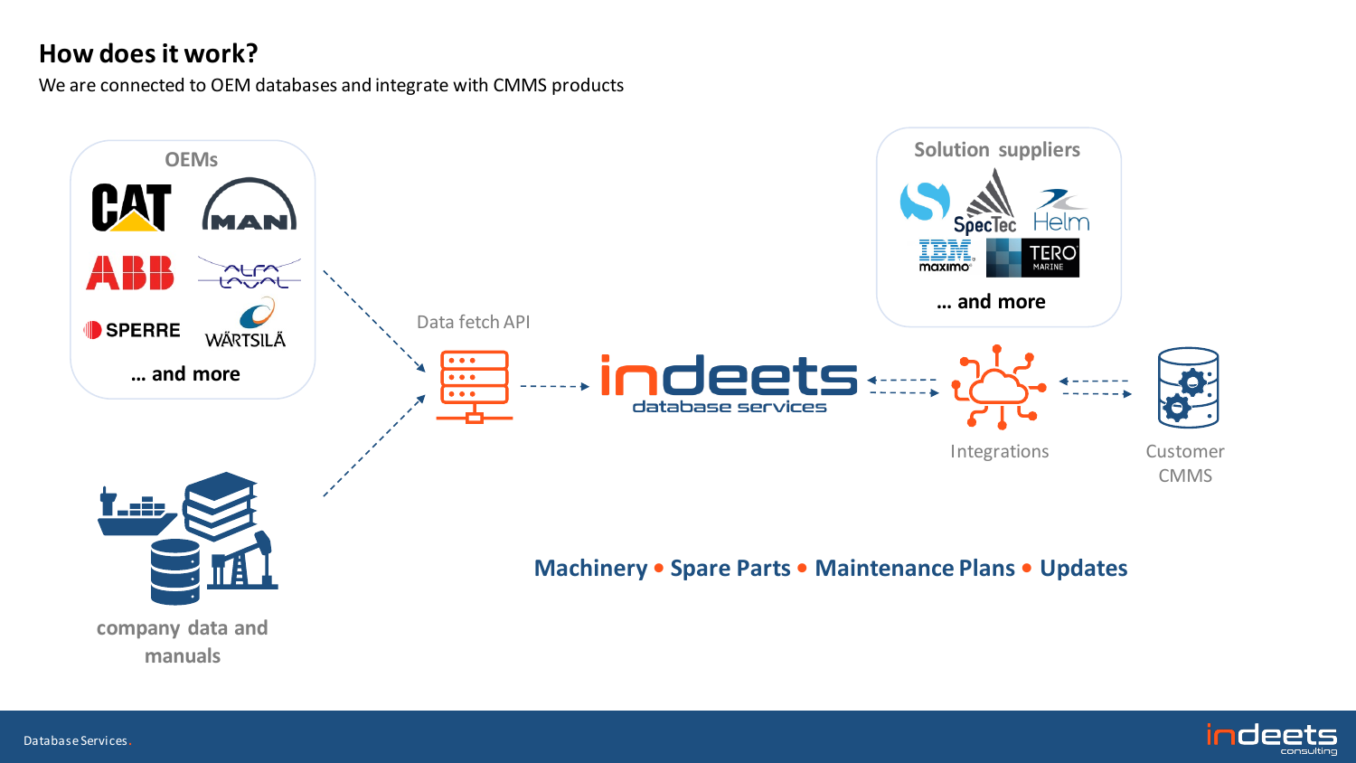## How does it work?

We are connected to OEM databases and integrate with CMMS products

**OEMs**

CAT, MAN, ABB, ALFA LAVAL, SPERRE, WÄRTSILÄ

**... and more**

**company data and manuals**

Data fetch API

indeets database services

**Solution suppliers**

SpecTec, Helm, IBM maximo, TERO MARINE

**... and more**

Integrations

Customer CMMS

**Machinery • Spare Parts • Maintenance Plans • Updates**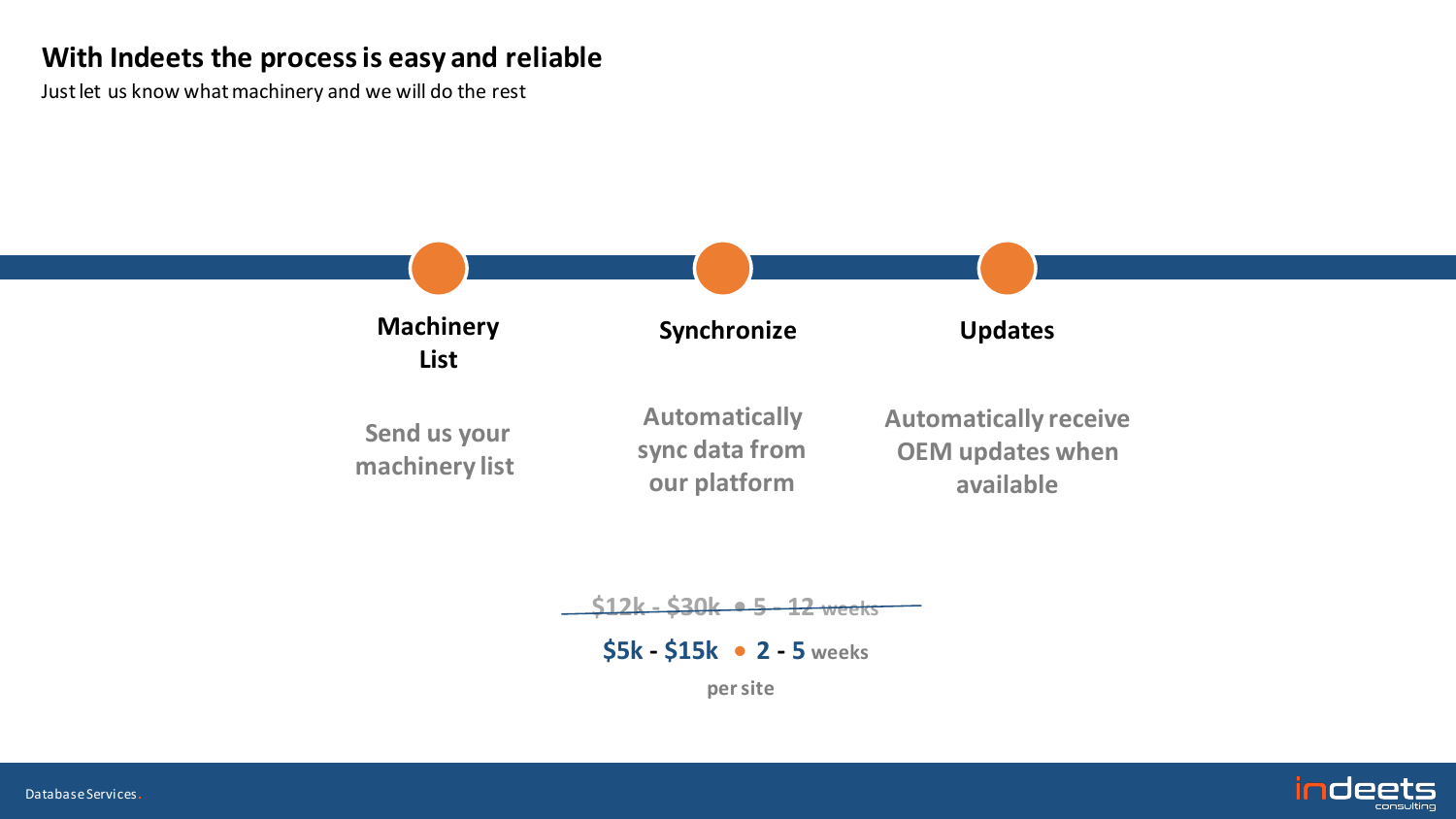## With Indeets the process is easy and reliable

Just let us know what machinery and we will do the rest

**Machinery List**

Send us your machinery list

**Synchronize**

Automatically sync data from our platform

**Updates**

Automatically receive OEM updates when available

~~$12k - $30k • 5 - 12 weeks~~

**$5k - $15k • 2 - 5 weeks**

per site

Database Services.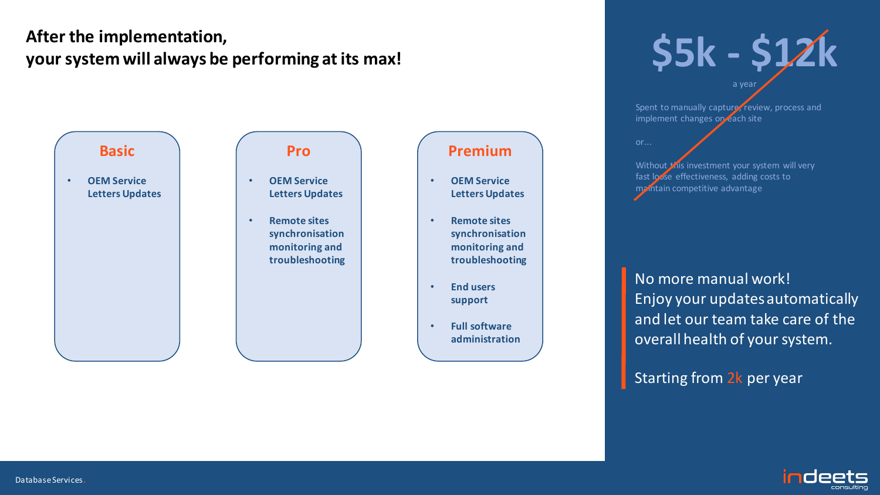# After the implementation, your system will always be performing at its max!

### Basic

- OEM Service Letters Updates

### Pro

- OEM Service Letters Updates
- Remote sites synchronisation monitoring and troubleshooting

### Premium

- OEM Service Letters Updates
- Remote sites synchronisation monitoring and troubleshooting
- End users support
- Full software administration

~~**$5k - $12k**~~

~~a year~~

~~Spent to manually capture, review, process and implement changes on each site~~

~~or…~~

~~Without this investment your system will very fast loose effectiveness, adding costs to maintain competitive advantage~~

No more manual work!
Enjoy your updates automatically and let our team take care of the overall health of your system.

Starting from 2k per year

Database Services.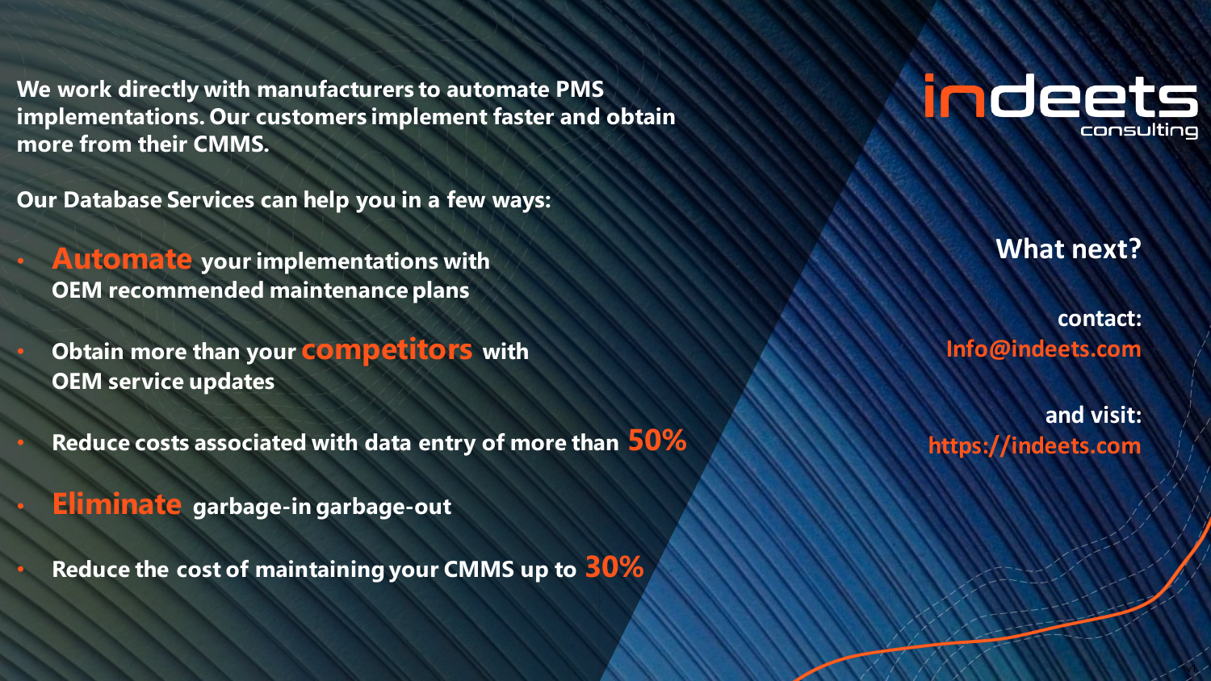**We work directly with manufacturers to automate PMS implementations. Our customers implement faster and obtain more from their CMMS.**

**Our Database Services can help you in a few ways:**

- **Automate your implementations with OEM recommended maintenance plans**
- **Obtain more than your competitors with OEM service updates**
- **Reduce costs associated with data entry of more than 50%**
- **Eliminate garbage-in garbage-out**
- **Reduce the cost of maintaining your CMMS up to 30%**

indeets consulting

## What next?

**contact:**
Info@indeets.com

**and visit:**
https://indeets.com